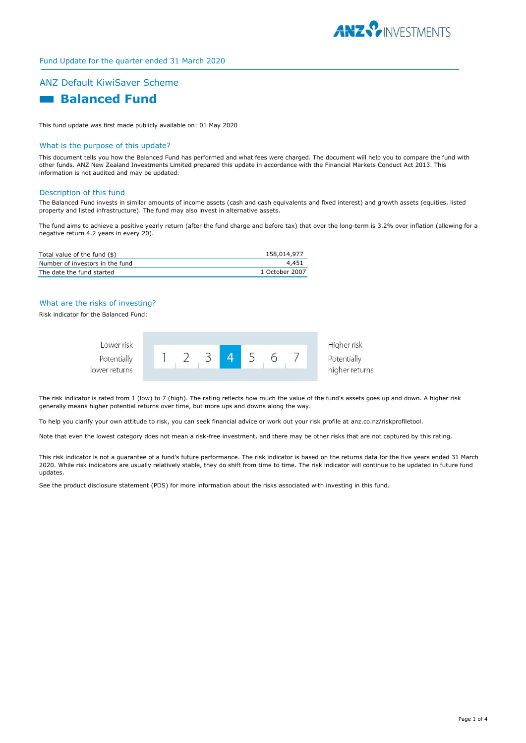Fund Update for the quarter ended 31 March 2020

## ANZ Default KiwiSaver Scheme

# Balanced Fund

This fund update was first made publicly available on: 01 May 2020

### What is the purpose of this update?

This document tells you how the Balanced Fund has performed and what fees were charged. The document will help you to compare the fund with other funds. ANZ New Zealand Investments Limited prepared this update in accordance with the Financial Markets Conduct Act 2013. This information is not audited and may be updated.

### Description of this fund

The Balanced Fund invests in similar amounts of income assets (cash and cash equivalents and fixed interest) and growth assets (equities, listed property and listed infrastructure). The fund may also invest in alternative assets.

The fund aims to achieve a positive yearly return (after the fund charge and before tax) that over the long-term is 3.2% over inflation (allowing for a negative return 4.2 years in every 20).

| | |
|---|---|
| Total value of the fund ($) | 158,014,977 |
| Number of investors in the fund | 4,451 |
| The date the fund started | 1 October 2007 |

### What are the risks of investing?

Risk indicator for the Balanced Fund:

| Lower risk<br>Potentially lower returns | 1 | 2 | 3 | **4** | 5 | 6 | 7 | Higher risk<br>Potentially higher returns |
|---|---|---|---|---|---|---|---|---|

The risk indicator is rated from 1 (low) to 7 (high). The rating reflects how much the value of the fund's assets goes up and down. A higher risk generally means higher potential returns over time, but more ups and downs along the way.

To help you clarify your own attitude to risk, you can seek financial advice or work out your risk profile at anz.co.nz/riskprofiletool.

Note that even the lowest category does not mean a risk-free investment, and there may be other risks that are not captured by this rating.

This risk indicator is not a guarantee of a fund's future performance. The risk indicator is based on the returns data for the five years ended 31 March 2020. While risk indicators are usually relatively stable, they do shift from time to time. The risk indicator will continue to be updated in future fund updates.

See the product disclosure statement (PDS) for more information about the risks associated with investing in this fund.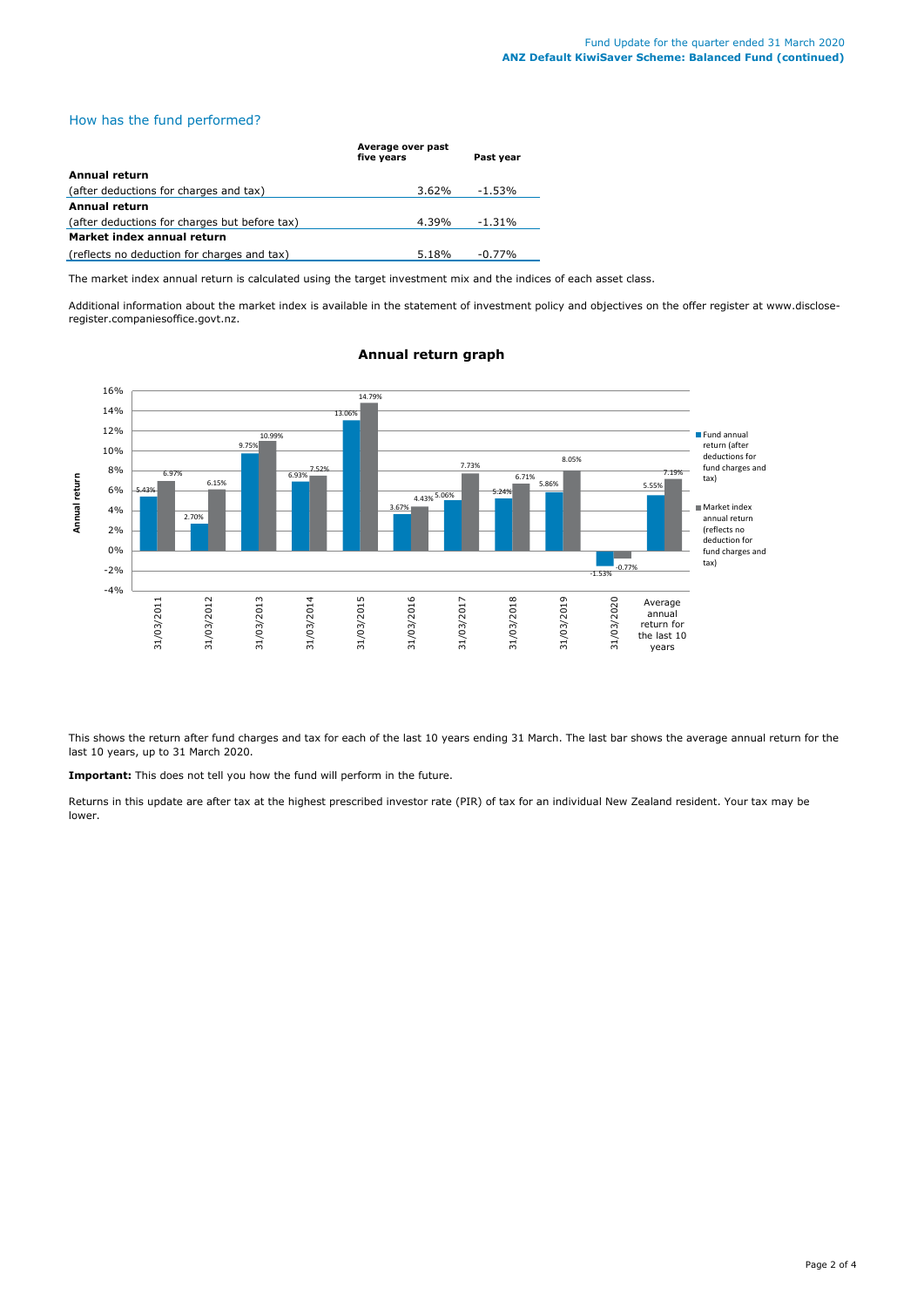## How has the fund performed?

| | Average over past five years | Past year |
|---|---|---|
| **Annual return** | | |
| (after deductions for charges and tax) | 3.62% | -1.53% |
| **Annual return** | | |
| (after deductions for charges but before tax) | 4.39% | -1.31% |
| **Market index annual return** | | |
| (reflects no deduction for charges and tax) | 5.18% | -0.77% |

The market index annual return is calculated using the target investment mix and the indices of each asset class.

Additional information about the market index is available in the statement of investment policy and objectives on the offer register at www.disclose-register.companiesoffice.govt.nz.

### Annual return graph

| | Fund annual return (after deductions for fund charges and tax) | Market index annual return (reflects no deduction for fund charges and tax) |
|---|---|---|
| 31/03/2011 | 5.43% | 6.97% |
| 31/03/2012 | 2.70% | 6.15% |
| 31/03/2013 | 9.75% | 10.99% |
| 31/03/2014 | 6.93% | 7.52% |
| 31/03/2015 | 13.06% | 14.79% |
| 31/03/2016 | 3.67% | 4.43% |
| 31/03/2017 | 5.06% | 7.73% |
| 31/03/2018 | 5.24% | 6.71% |
| 31/03/2019 | 5.86% | 8.05% |
| 31/03/2020 | -1.53% | -0.77% |
| Average annual return for the last 10 years | 5.55% | 7.19% |

This shows the return after fund charges and tax for each of the last 10 years ending 31 March. The last bar shows the average annual return for the last 10 years, up to 31 March 2020.

**Important:** This does not tell you how the fund will perform in the future.

Returns in this update are after tax at the highest prescribed investor rate (PIR) of tax for an individual New Zealand resident. Your tax may be lower.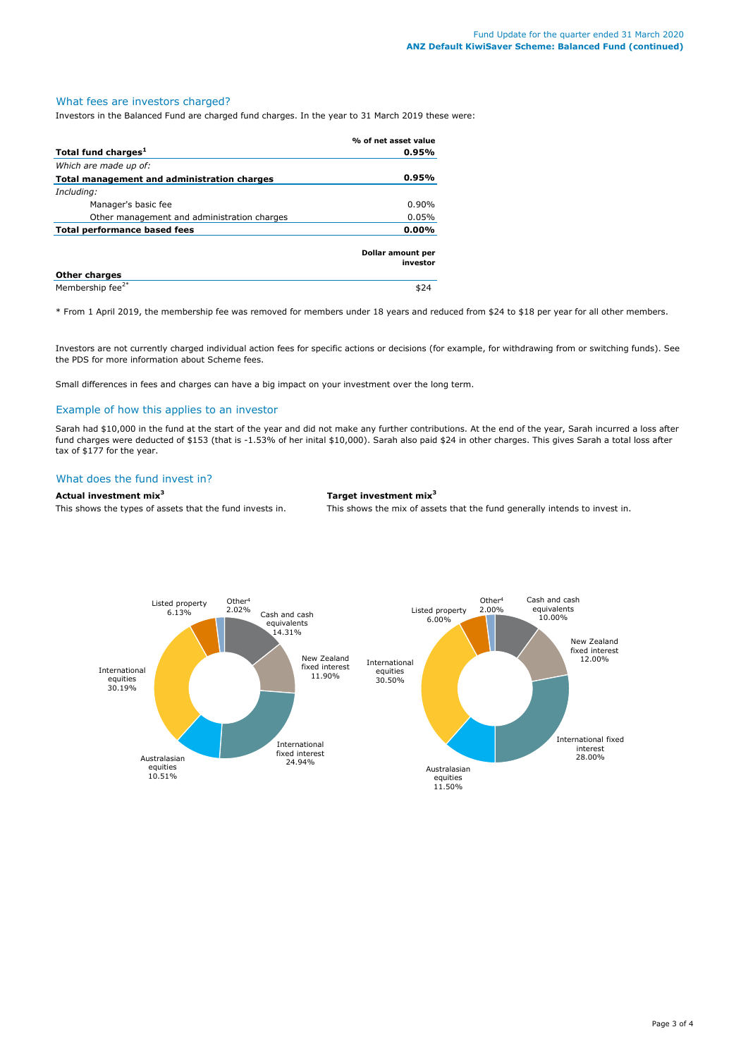## What fees are investors charged?

Investors in the Balanced Fund are charged fund charges. In the year to 31 March 2019 these were:

| | % of net asset value |
|---|---|
| **Total fund charges[1]** | **0.95%** |
| *Which are made up of:* | |
| **Total management and administration charges** | **0.95%** |
| *Including:* | |
| Manager's basic fee | 0.90% |
| Other management and administration charges | 0.05% |
| **Total performance based fees** | **0.00%** |
| | **Dollar amount per investor** |
| **Other charges** | |
| Membership fee[2*] | $24 |

\* From 1 April 2019, the membership fee was removed for members under 18 years and reduced from $24 to $18 per year for all other members.

Investors are not currently charged individual action fees for specific actions or decisions (for example, for withdrawing from or switching funds). See the PDS for more information about Scheme fees.

Small differences in fees and charges can have a big impact on your investment over the long term.

## Example of how this applies to an investor

Sarah had $10,000 in the fund at the start of the year and did not make any further contributions. At the end of the year, Sarah incurred a loss after fund charges were deducted of $153 (that is -1.53% of her inital $10,000). Sarah also paid $24 in other charges. This gives Sarah a total loss after tax of $177 for the year.

## What does the fund invest in?

**Actual investment mix[3]**

This shows the types of assets that the fund invests in.

| Asset class | Actual |
|---|---|
| Cash and cash equivalents | 14.31% |
| New Zealand fixed interest | 11.90% |
| International fixed interest | 24.94% |
| Australasian equities | 10.51% |
| International equities | 30.19% |
| Listed property | 6.13% |
| Other[4] | 2.02% |

**Target investment mix[3]**

This shows the mix of assets that the fund generally intends to invest in.

| Asset class | Target |
|---|---|
| Cash and cash equivalents | 10.00% |
| New Zealand fixed interest | 12.00% |
| International fixed interest | 28.00% |
| Australasian equities | 11.50% |
| International equities | 30.50% |
| Listed property | 6.00% |
| Other[4] | 2.00% |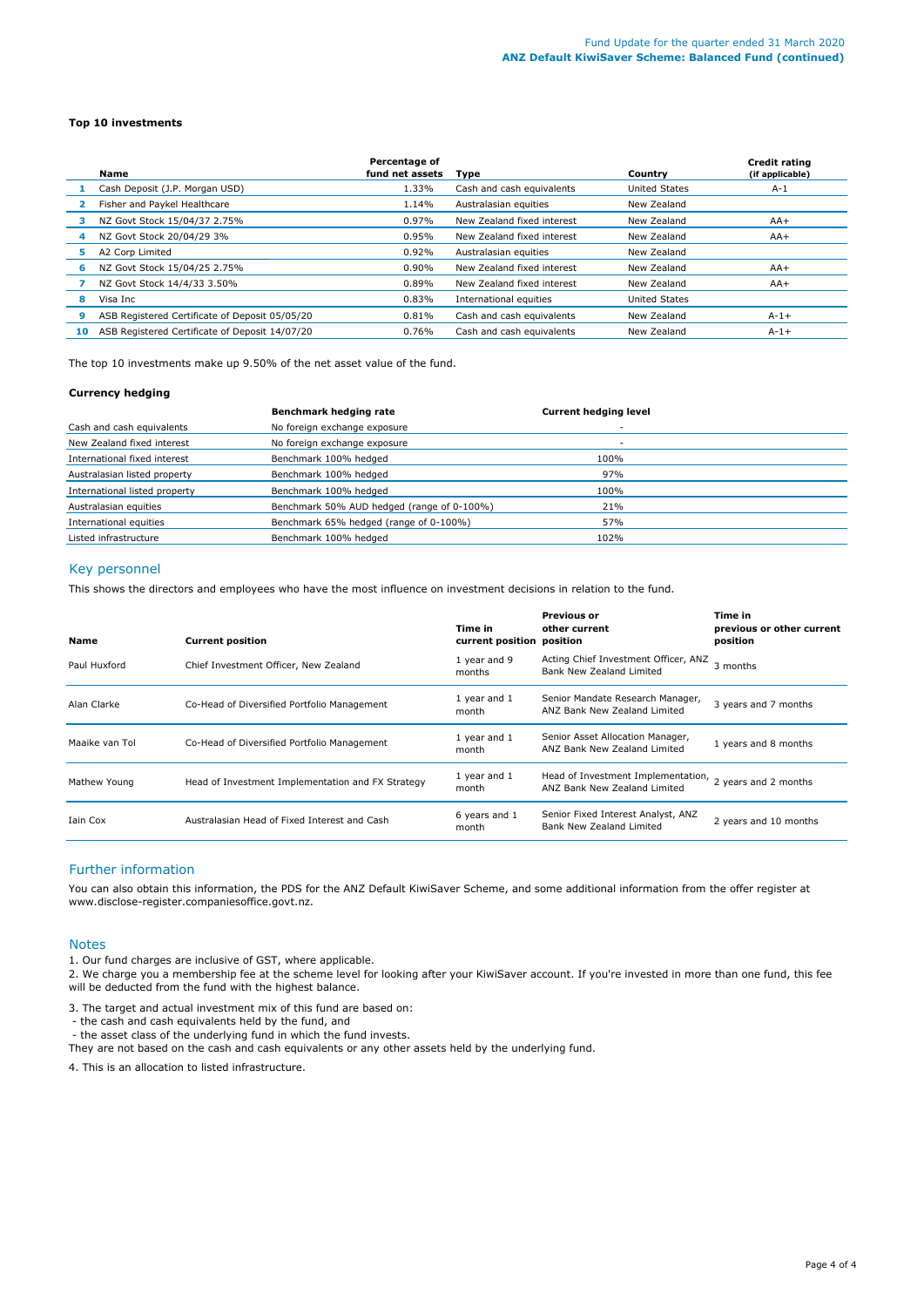### Top 10 investments

| | Name | Percentage of fund net assets | Type | Country | Credit rating (if applicable) |
|---|---|---|---|---|---|
| 1 | Cash Deposit (J.P. Morgan USD) | 1.33% | Cash and cash equivalents | United States | A-1 |
| 2 | Fisher and Paykel Healthcare | 1.14% | Australasian equities | New Zealand | |
| 3 | NZ Govt Stock 15/04/37 2.75% | 0.97% | New Zealand fixed interest | New Zealand | AA+ |
| 4 | NZ Govt Stock 20/04/29 3% | 0.95% | New Zealand fixed interest | New Zealand | AA+ |
| 5 | A2 Corp Limited | 0.92% | Australasian equities | New Zealand | |
| 6 | NZ Govt Stock 15/04/25 2.75% | 0.90% | New Zealand fixed interest | New Zealand | AA+ |
| 7 | NZ Govt Stock 14/4/33 3.50% | 0.89% | New Zealand fixed interest | New Zealand | AA+ |
| 8 | Visa Inc | 0.83% | International equities | United States | |
| 9 | ASB Registered Certificate of Deposit 05/05/20 | 0.81% | Cash and cash equivalents | New Zealand | A-1+ |
| 10 | ASB Registered Certificate of Deposit 14/07/20 | 0.76% | Cash and cash equivalents | New Zealand | A-1+ |

The top 10 investments make up 9.50% of the net asset value of the fund.

### Currency hedging

| | Benchmark hedging rate | Current hedging level |
|---|---|---|
| Cash and cash equivalents | No foreign exchange exposure | - |
| New Zealand fixed interest | No foreign exchange exposure | - |
| International fixed interest | Benchmark 100% hedged | 100% |
| Australasian listed property | Benchmark 100% hedged | 97% |
| International listed property | Benchmark 100% hedged | 100% |
| Australasian equities | Benchmark 50% AUD hedged (range of 0-100%) | 21% |
| International equities | Benchmark 65% hedged (range of 0-100%) | 57% |
| Listed infrastructure | Benchmark 100% hedged | 102% |

## Key personnel

This shows the directors and employees who have the most influence on investment decisions in relation to the fund.

| Name | Current position | Time in current position | Previous or other current position | Time in previous or other current position |
|---|---|---|---|---|
| Paul Huxford | Chief Investment Officer, New Zealand | 1 year and 9 months | Acting Chief Investment Officer, ANZ Bank New Zealand Limited | 3 months |
| Alan Clarke | Co-Head of Diversified Portfolio Management | 1 year and 1 month | Senior Mandate Research Manager, ANZ Bank New Zealand Limited | 3 years and 7 months |
| Maaike van Tol | Co-Head of Diversified Portfolio Management | 1 year and 1 month | Senior Asset Allocation Manager, ANZ Bank New Zealand Limited | 1 years and 8 months |
| Mathew Young | Head of Investment Implementation and FX Strategy | 1 year and 1 month | Head of Investment Implementation, ANZ Bank New Zealand Limited | 2 years and 2 months |
| Iain Cox | Australasian Head of Fixed Interest and Cash | 6 years and 1 month | Senior Fixed Interest Analyst, ANZ Bank New Zealand Limited | 2 years and 10 months |

## Further information

You can also obtain this information, the PDS for the ANZ Default KiwiSaver Scheme, and some additional information from the offer register at www.disclose-register.companiesoffice.govt.nz.

## Notes

1. Our fund charges are inclusive of GST, where applicable.
2. We charge you a membership fee at the scheme level for looking after your KiwiSaver account. If you're invested in more than one fund, this fee will be deducted from the fund with the highest balance.
3. The target and actual investment mix of this fund are based on:
 - the cash and cash equivalents held by the fund, and
 - the asset class of the underlying fund in which the fund invests.
 They are not based on the cash and cash equivalents or any other assets held by the underlying fund.
4. This is an allocation to listed infrastructure.